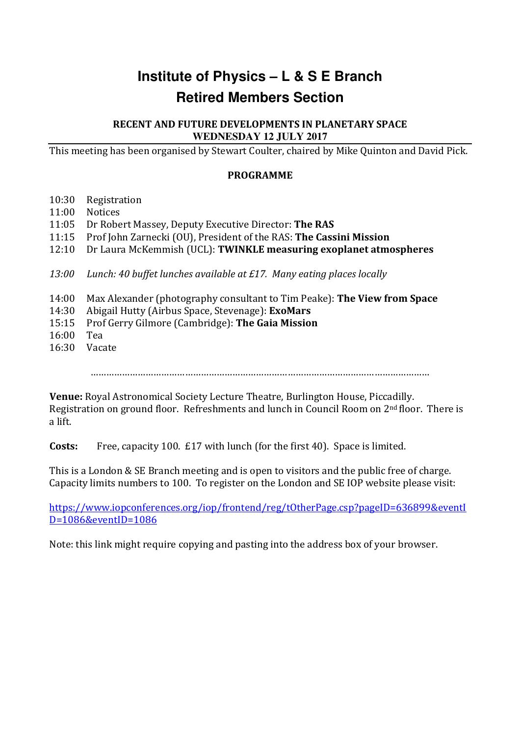# Institute of Physics – L & S E Branch
## Retired Members Section

**RECENT AND FUTURE DEVELOPMENTS IN PLANETARY SPACE**
**WEDNESDAY 12 JULY 2017**

This meeting has been organised by Stewart Coulter, chaired by Mike Quinton and David Pick.

**PROGRAMME**

10:30 Registration
11:00 Notices
11:05 Dr Robert Massey, Deputy Executive Director: **The RAS**
11:15 Prof John Zarnecki (OU), President of the RAS: **The Cassini Mission**
12:10 Dr Laura McKemmish (UCL): **TWINKLE measuring exoplanet atmospheres**

*13:00 Lunch: 40 buffet lunches available at £17. Many eating places locally*

14:00 Max Alexander (photography consultant to Tim Peake): **The View from Space**
14:30 Abigail Hutty (Airbus Space, Stevenage): **ExoMars**
15:15 Prof Gerry Gilmore (Cambridge): **The Gaia Mission**
16:00 Tea
16:30 Vacate

……………………………………………………………………………………………………

**Venue:** Royal Astronomical Society Lecture Theatre, Burlington House, Piccadilly. Registration on ground floor. Refreshments and lunch in Council Room on 2nd floor. There is a lift.

**Costs:** Free, capacity 100. £17 with lunch (for the first 40). Space is limited.

This is a London & SE Branch meeting and is open to visitors and the public free of charge. Capacity limits numbers to 100. To register on the London and SE IOP website please visit:

https://www.iopconferences.org/iop/frontend/reg/tOtherPage.csp?pageID=636899&eventID=1086&eventID=1086

Note: this link might require copying and pasting into the address box of your browser.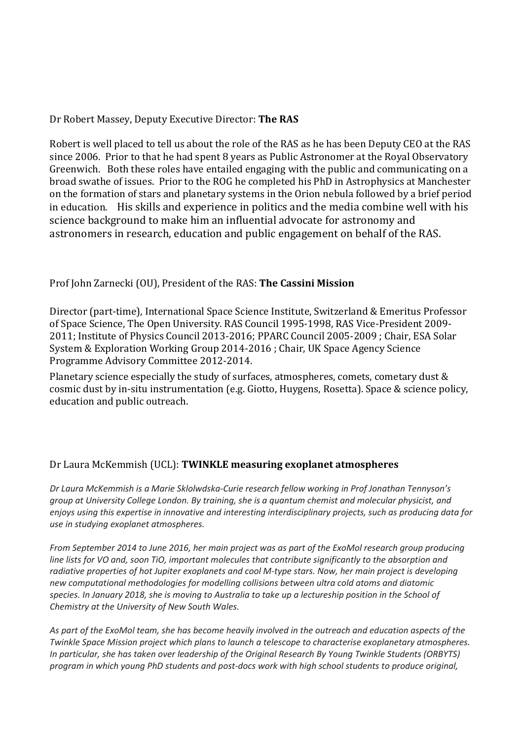Dr Robert Massey, Deputy Executive Director: **The RAS**

Robert is well placed to tell us about the role of the RAS as he has been Deputy CEO at the RAS since 2006. Prior to that he had spent 8 years as Public Astronomer at the Royal Observatory Greenwich. Both these roles have entailed engaging with the public and communicating on a broad swathe of issues. Prior to the ROG he completed his PhD in Astrophysics at Manchester on the formation of stars and planetary systems in the Orion nebula followed by a brief period in education. His skills and experience in politics and the media combine well with his science background to make him an influential advocate for astronomy and astronomers in research, education and public engagement on behalf of the RAS.

Prof John Zarnecki (OU), President of the RAS: **The Cassini Mission**

Director (part-time), International Space Science Institute, Switzerland & Emeritus Professor of Space Science, The Open University. RAS Council 1995-1998, RAS Vice-President 2009-2011; Institute of Physics Council 2013-2016; PPARC Council 2005-2009 ; Chair, ESA Solar System & Exploration Working Group 2014-2016 ; Chair, UK Space Agency Science Programme Advisory Committee 2012-2014.

Planetary science especially the study of surfaces, atmospheres, comets, cometary dust & cosmic dust by in-situ instrumentation (e.g. Giotto, Huygens, Rosetta). Space & science policy, education and public outreach.

Dr Laura McKemmish (UCL): **TWINKLE measuring exoplanet atmospheres**

*Dr Laura McKemmish is a Marie Sklolwdska-Curie research fellow working in Prof Jonathan Tennyson's group at University College London. By training, she is a quantum chemist and molecular physicist, and enjoys using this expertise in innovative and interesting interdisciplinary projects, such as producing data for use in studying exoplanet atmospheres.*

*From September 2014 to June 2016, her main project was as part of the ExoMol research group producing line lists for VO and, soon TiO, important molecules that contribute significantly to the absorption and radiative properties of hot Jupiter exoplanets and cool M-type stars. Now, her main project is developing new computational methodologies for modelling collisions between ultra cold atoms and diatomic species. In January 2018, she is moving to Australia to take up a lectureship position in the School of Chemistry at the University of New South Wales.*

*As part of the ExoMol team, she has become heavily involved in the outreach and education aspects of the Twinkle Space Mission project which plans to launch a telescope to characterise exoplanetary atmospheres. In particular, she has taken over leadership of the Original Research By Young Twinkle Students (ORBYTS) program in which young PhD students and post-docs work with high school students to produce original,*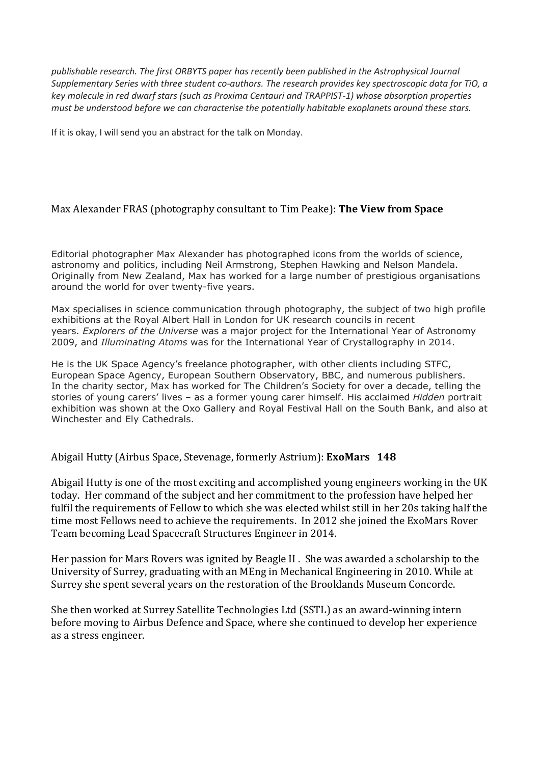*publishable research. The first ORBYTS paper has recently been published in the Astrophysical Journal Supplementary Series with three student co-authors. The research provides key spectroscopic data for TiO, a key molecule in red dwarf stars (such as Proxima Centauri and TRAPPIST-1) whose absorption properties must be understood before we can characterise the potentially habitable exoplanets around these stars.*

If it is okay, I will send you an abstract for the talk on Monday.

Max Alexander FRAS (photography consultant to Tim Peake): **The View from Space**

Editorial photographer Max Alexander has photographed icons from the worlds of science, astronomy and politics, including Neil Armstrong, Stephen Hawking and Nelson Mandela. Originally from New Zealand, Max has worked for a large number of prestigious organisations around the world for over twenty-five years.

Max specialises in science communication through photography, the subject of two high profile exhibitions at the Royal Albert Hall in London for UK research councils in recent years. *Explorers of the Universe* was a major project for the International Year of Astronomy 2009, and *Illuminating Atoms* was for the International Year of Crystallography in 2014.

He is the UK Space Agency's freelance photographer, with other clients including STFC, European Space Agency, European Southern Observatory, BBC, and numerous publishers. In the charity sector, Max has worked for The Children's Society for over a decade, telling the stories of young carers' lives – as a former young carer himself. His acclaimed *Hidden* portrait exhibition was shown at the Oxo Gallery and Royal Festival Hall on the South Bank, and also at Winchester and Ely Cathedrals.

Abigail Hutty (Airbus Space, Stevenage, formerly Astrium): **ExoMars 148**

Abigail Hutty is one of the most exciting and accomplished young engineers working in the UK today. Her command of the subject and her commitment to the profession have helped her fulfil the requirements of Fellow to which she was elected whilst still in her 20s taking half the time most Fellows need to achieve the requirements. In 2012 she joined the ExoMars Rover Team becoming Lead Spacecraft Structures Engineer in 2014.

Her passion for Mars Rovers was ignited by Beagle II . She was awarded a scholarship to the University of Surrey, graduating with an MEng in Mechanical Engineering in 2010. While at Surrey she spent several years on the restoration of the Brooklands Museum Concorde.

She then worked at Surrey Satellite Technologies Ltd (SSTL) as an award-winning intern before moving to Airbus Defence and Space, where she continued to develop her experience as a stress engineer.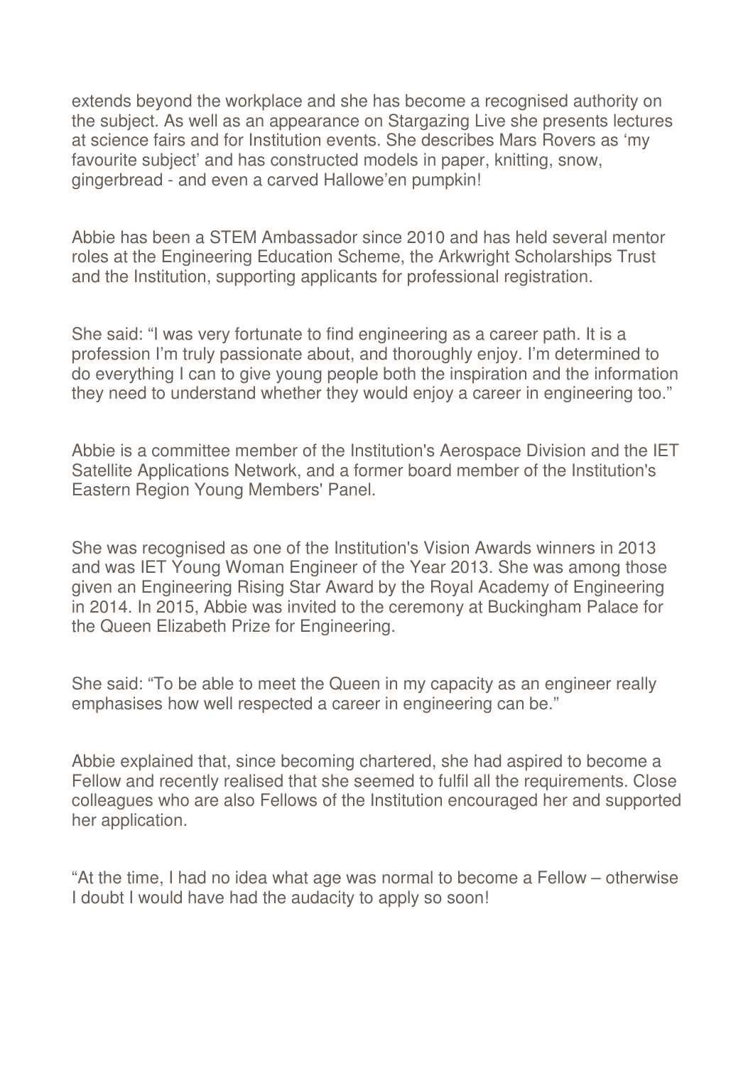extends beyond the workplace and she has become a recognised authority on the subject. As well as an appearance on Stargazing Live she presents lectures at science fairs and for Institution events. She describes Mars Rovers as 'my favourite subject' and has constructed models in paper, knitting, snow, gingerbread - and even a carved Hallowe'en pumpkin!

Abbie has been a STEM Ambassador since 2010 and has held several mentor roles at the Engineering Education Scheme, the Arkwright Scholarships Trust and the Institution, supporting applicants for professional registration.

She said: "I was very fortunate to find engineering as a career path. It is a profession I'm truly passionate about, and thoroughly enjoy. I'm determined to do everything I can to give young people both the inspiration and the information they need to understand whether they would enjoy a career in engineering too."

Abbie is a committee member of the Institution's Aerospace Division and the IET Satellite Applications Network, and a former board member of the Institution's Eastern Region Young Members' Panel.

She was recognised as one of the Institution's Vision Awards winners in 2013 and was IET Young Woman Engineer of the Year 2013. She was among those given an Engineering Rising Star Award by the Royal Academy of Engineering in 2014. In 2015, Abbie was invited to the ceremony at Buckingham Palace for the Queen Elizabeth Prize for Engineering.

She said: "To be able to meet the Queen in my capacity as an engineer really emphasises how well respected a career in engineering can be."

Abbie explained that, since becoming chartered, she had aspired to become a Fellow and recently realised that she seemed to fulfil all the requirements. Close colleagues who are also Fellows of the Institution encouraged her and supported her application.

"At the time, I had no idea what age was normal to become a Fellow – otherwise I doubt I would have had the audacity to apply so soon!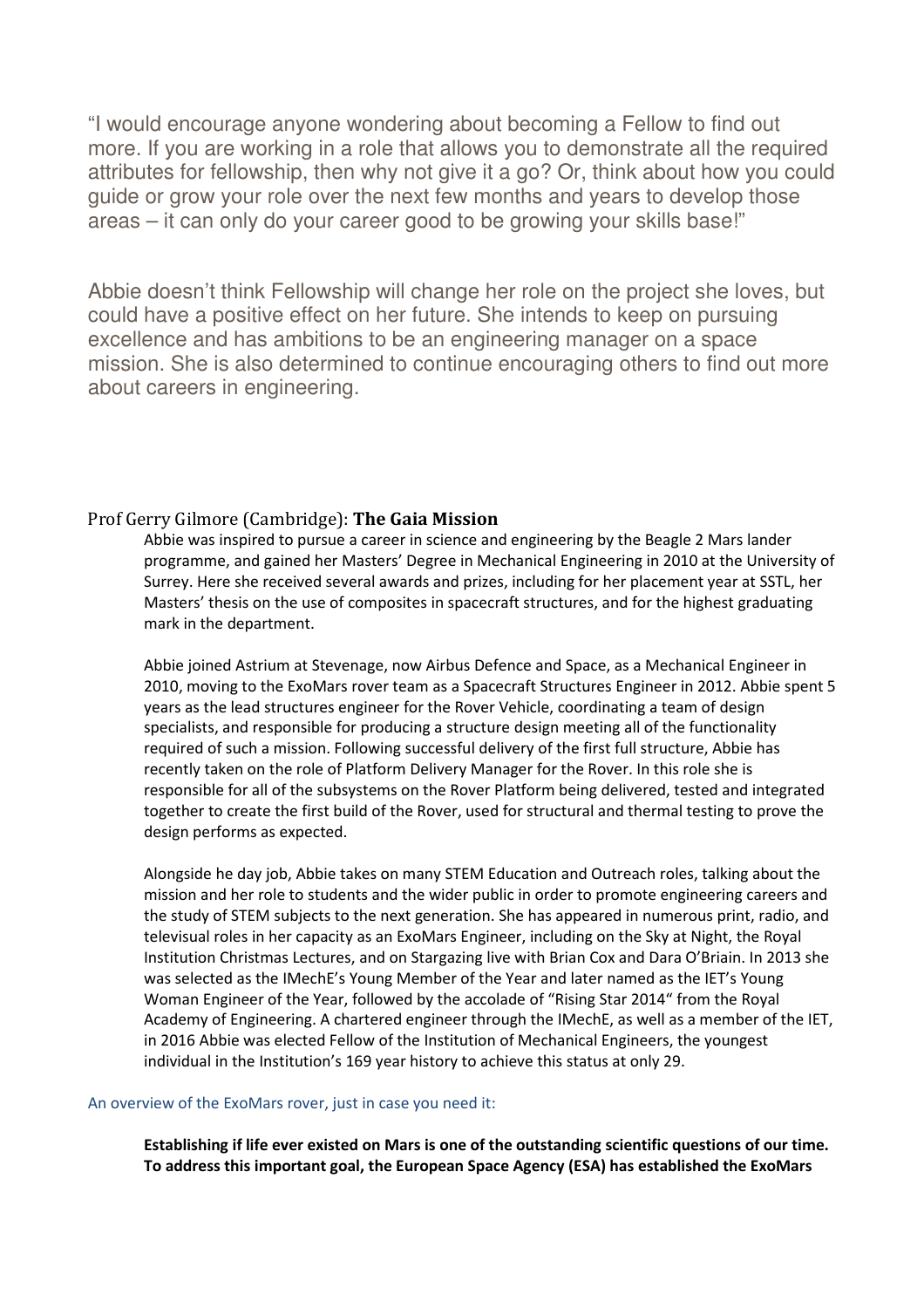"I would encourage anyone wondering about becoming a Fellow to find out more. If you are working in a role that allows you to demonstrate all the required attributes for fellowship, then why not give it a go? Or, think about how you could guide or grow your role over the next few months and years to develop those areas – it can only do your career good to be growing your skills base!"

Abbie doesn't think Fellowship will change her role on the project she loves, but could have a positive effect on her future. She intends to keep on pursuing excellence and has ambitions to be an engineering manager on a space mission. She is also determined to continue encouraging others to find out more about careers in engineering.

## Prof Gerry Gilmore (Cambridge): **The Gaia Mission**

Abbie was inspired to pursue a career in science and engineering by the Beagle 2 Mars lander programme, and gained her Masters' Degree in Mechanical Engineering in 2010 at the University of Surrey. Here she received several awards and prizes, including for her placement year at SSTL, her Masters' thesis on the use of composites in spacecraft structures, and for the highest graduating mark in the department.

Abbie joined Astrium at Stevenage, now Airbus Defence and Space, as a Mechanical Engineer in 2010, moving to the ExoMars rover team as a Spacecraft Structures Engineer in 2012. Abbie spent 5 years as the lead structures engineer for the Rover Vehicle, coordinating a team of design specialists, and responsible for producing a structure design meeting all of the functionality required of such a mission. Following successful delivery of the first full structure, Abbie has recently taken on the role of Platform Delivery Manager for the Rover. In this role she is responsible for all of the subsystems on the Rover Platform being delivered, tested and integrated together to create the first build of the Rover, used for structural and thermal testing to prove the design performs as expected.

Alongside he day job, Abbie takes on many STEM Education and Outreach roles, talking about the mission and her role to students and the wider public in order to promote engineering careers and the study of STEM subjects to the next generation. She has appeared in numerous print, radio, and televisual roles in her capacity as an ExoMars Engineer, including on the Sky at Night, the Royal Institution Christmas Lectures, and on Stargazing live with Brian Cox and Dara O'Briain. In 2013 she was selected as the IMechE's Young Member of the Year and later named as the IET's Young Woman Engineer of the Year, followed by the accolade of "Rising Star 2014" from the Royal Academy of Engineering. A chartered engineer through the IMechE, as well as a member of the IET, in 2016 Abbie was elected Fellow of the Institution of Mechanical Engineers, the youngest individual in the Institution's 169 year history to achieve this status at only 29.

An overview of the ExoMars rover, just in case you need it:

**Establishing if life ever existed on Mars is one of the outstanding scientific questions of our time. To address this important goal, the European Space Agency (ESA) has established the ExoMars**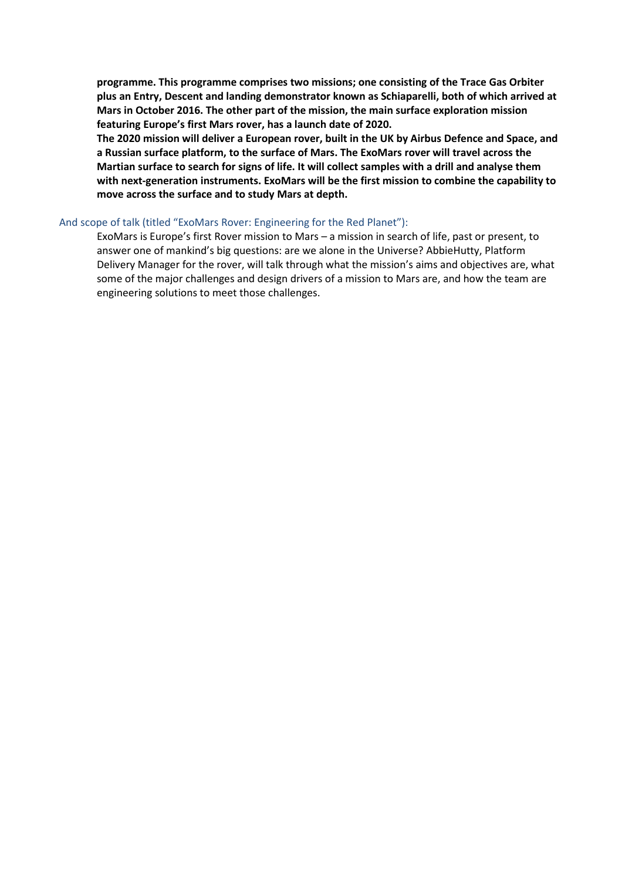**programme. This programme comprises two missions; one consisting of the Trace Gas Orbiter plus an Entry, Descent and landing demonstrator known as Schiaparelli, both of which arrived at Mars in October 2016. The other part of the mission, the main surface exploration mission featuring Europe's first Mars rover, has a launch date of 2020.**

**The 2020 mission will deliver a European rover, built in the UK by Airbus Defence and Space, and a Russian surface platform, to the surface of Mars. The ExoMars rover will travel across the Martian surface to search for signs of life. It will collect samples with a drill and analyse them with next-generation instruments. ExoMars will be the first mission to combine the capability to move across the surface and to study Mars at depth.**

### And scope of talk (titled "ExoMars Rover: Engineering for the Red Planet"):

ExoMars is Europe's first Rover mission to Mars – a mission in search of life, past or present, to answer one of mankind's big questions: are we alone in the Universe? AbbieHutty, Platform Delivery Manager for the rover, will talk through what the mission's aims and objectives are, what some of the major challenges and design drivers of a mission to Mars are, and how the team are engineering solutions to meet those challenges.